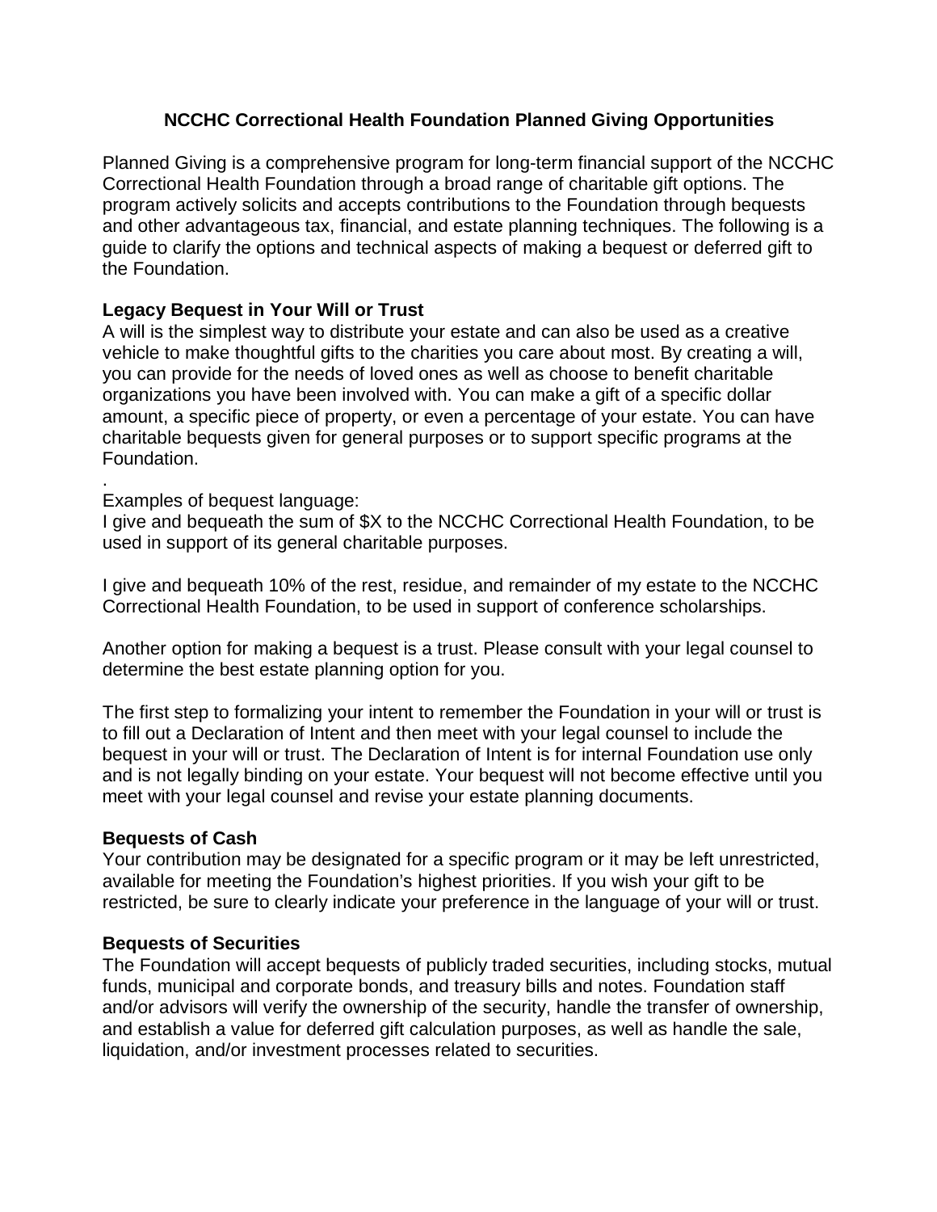# NCCHC Correctional Health Foundation Planned Giving Opportunities

Planned Giving is a comprehensive program for long-term financial support of the NCCHC Correctional Health Foundation through a broad range of charitable gift options. The program actively solicits and accepts contributions to the Foundation through bequests and other advantageous tax, financial, and estate planning techniques. The following is a guide to clarify the options and technical aspects of making a bequest or deferred gift to the Foundation.

## Legacy Bequest in Your Will or Trust

A will is the simplest way to distribute your estate and can also be used as a creative vehicle to make thoughtful gifts to the charities you care about most. By creating a will, you can provide for the needs of loved ones as well as choose to benefit charitable organizations you have been involved with. You can make a gift of a specific dollar amount, a specific piece of property, or even a percentage of your estate. You can have charitable bequests given for general purposes or to support specific programs at the Foundation.

.

Examples of bequest language:

I give and bequeath the sum of $X to the NCCHC Correctional Health Foundation, to be used in support of its general charitable purposes.

I give and bequeath 10% of the rest, residue, and remainder of my estate to the NCCHC Correctional Health Foundation, to be used in support of conference scholarships.

Another option for making a bequest is a trust. Please consult with your legal counsel to determine the best estate planning option for you.

The first step to formalizing your intent to remember the Foundation in your will or trust is to fill out a Declaration of Intent and then meet with your legal counsel to include the bequest in your will or trust. The Declaration of Intent is for internal Foundation use only and is not legally binding on your estate. Your bequest will not become effective until you meet with your legal counsel and revise your estate planning documents.

## Bequests of Cash

Your contribution may be designated for a specific program or it may be left unrestricted, available for meeting the Foundation's highest priorities. If you wish your gift to be restricted, be sure to clearly indicate your preference in the language of your will or trust.

## Bequests of Securities

The Foundation will accept bequests of publicly traded securities, including stocks, mutual funds, municipal and corporate bonds, and treasury bills and notes. Foundation staff and/or advisors will verify the ownership of the security, handle the transfer of ownership, and establish a value for deferred gift calculation purposes, as well as handle the sale, liquidation, and/or investment processes related to securities.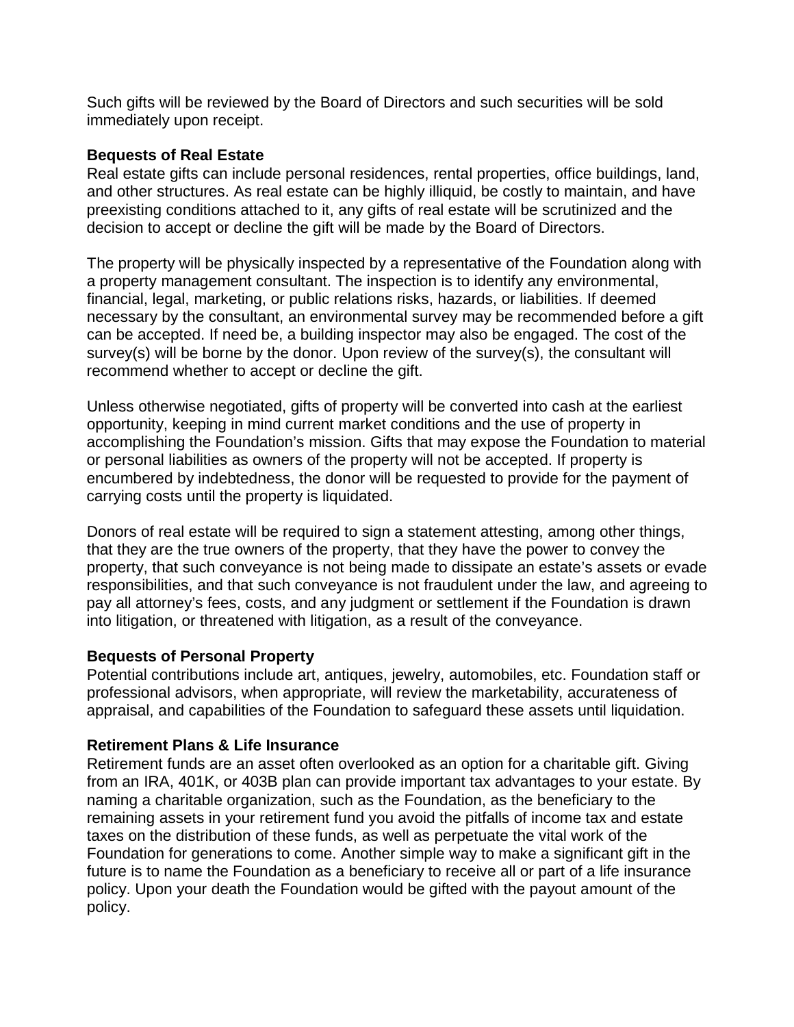Such gifts will be reviewed by the Board of Directors and such securities will be sold immediately upon receipt.

**Bequests of Real Estate**

Real estate gifts can include personal residences, rental properties, office buildings, land, and other structures. As real estate can be highly illiquid, be costly to maintain, and have preexisting conditions attached to it, any gifts of real estate will be scrutinized and the decision to accept or decline the gift will be made by the Board of Directors.

The property will be physically inspected by a representative of the Foundation along with a property management consultant. The inspection is to identify any environmental, financial, legal, marketing, or public relations risks, hazards, or liabilities. If deemed necessary by the consultant, an environmental survey may be recommended before a gift can be accepted. If need be, a building inspector may also be engaged. The cost of the survey(s) will be borne by the donor. Upon review of the survey(s), the consultant will recommend whether to accept or decline the gift.

Unless otherwise negotiated, gifts of property will be converted into cash at the earliest opportunity, keeping in mind current market conditions and the use of property in accomplishing the Foundation's mission. Gifts that may expose the Foundation to material or personal liabilities as owners of the property will not be accepted. If property is encumbered by indebtedness, the donor will be requested to provide for the payment of carrying costs until the property is liquidated.

Donors of real estate will be required to sign a statement attesting, among other things, that they are the true owners of the property, that they have the power to convey the property, that such conveyance is not being made to dissipate an estate's assets or evade responsibilities, and that such conveyance is not fraudulent under the law, and agreeing to pay all attorney's fees, costs, and any judgment or settlement if the Foundation is drawn into litigation, or threatened with litigation, as a result of the conveyance.

**Bequests of Personal Property**

Potential contributions include art, antiques, jewelry, automobiles, etc. Foundation staff or professional advisors, when appropriate, will review the marketability, accurateness of appraisal, and capabilities of the Foundation to safeguard these assets until liquidation.

**Retirement Plans & Life Insurance**

Retirement funds are an asset often overlooked as an option for a charitable gift. Giving from an IRA, 401K, or 403B plan can provide important tax advantages to your estate. By naming a charitable organization, such as the Foundation, as the beneficiary to the remaining assets in your retirement fund you avoid the pitfalls of income tax and estate taxes on the distribution of these funds, as well as perpetuate the vital work of the Foundation for generations to come. Another simple way to make a significant gift in the future is to name the Foundation as a beneficiary to receive all or part of a life insurance policy. Upon your death the Foundation would be gifted with the payout amount of the policy.